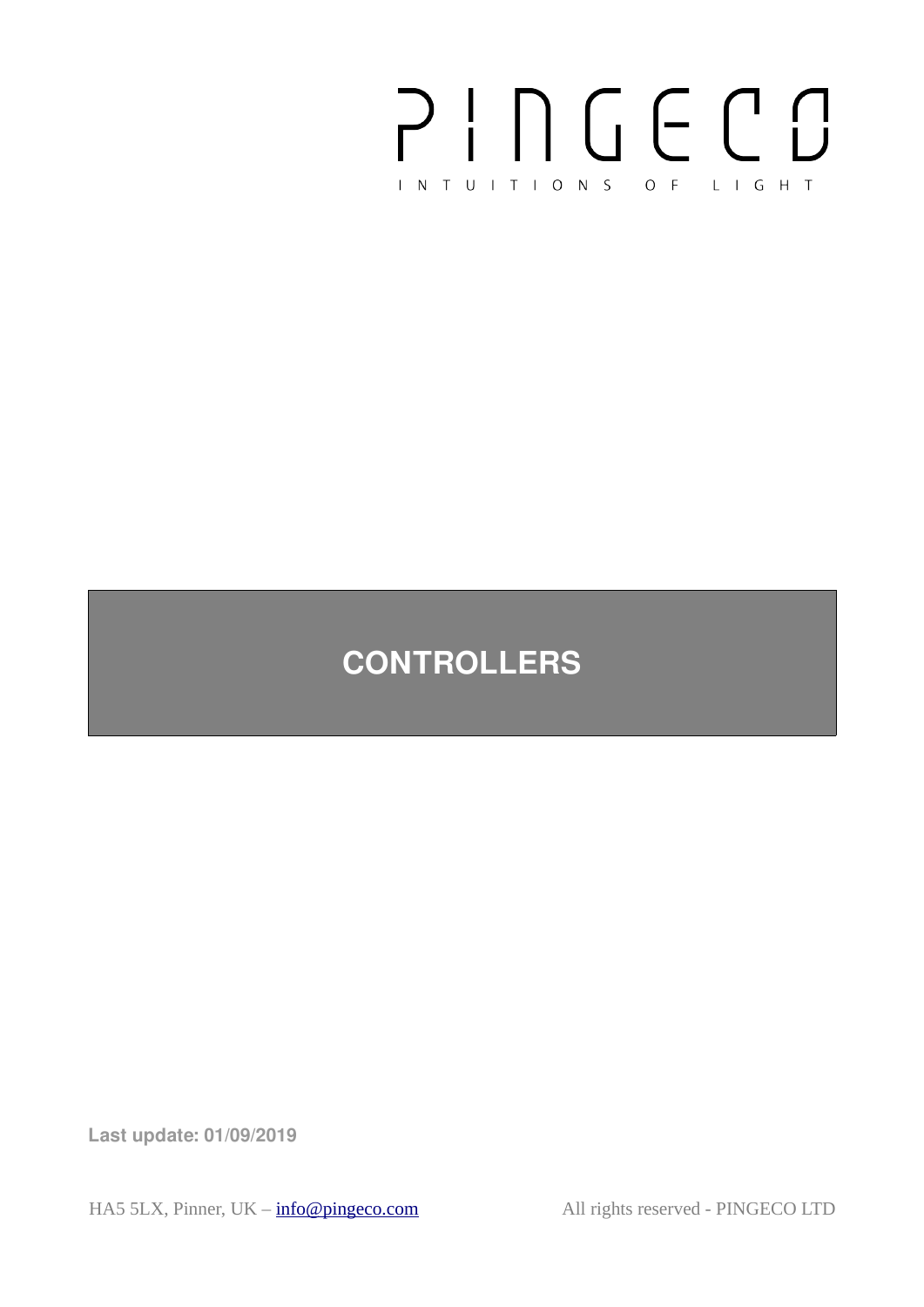PINGECO

INTUITIONS OF LIGHT

# CONTROLLERS

**Last update: 01/09/2019**

HA5 5LX, Pinner, UK – [info@pingeco.com](mailto:info@pingeco.com)

All rights reserved - PINGECO LTD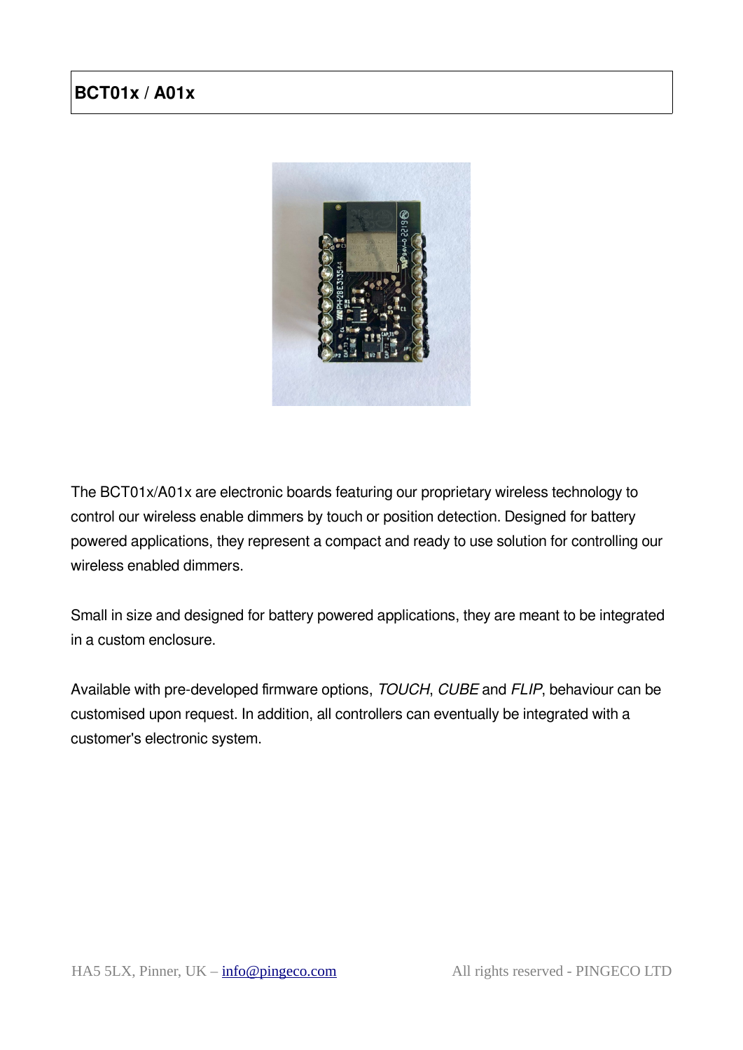# BCT01x / A01x

The BCT01x/A01x are electronic boards featuring our proprietary wireless technology to control our wireless enable dimmers by touch or position detection. Designed for battery powered applications, they represent a compact and ready to use solution for controlling our wireless enabled dimmers.

Small in size and designed for battery powered applications, they are meant to be integrated in a custom enclosure.

Available with pre-developed firmware options, *TOUCH*, *CUBE* and *FLIP*, behaviour can be customised upon request. In addition, all controllers can eventually be integrated with a customer's electronic system.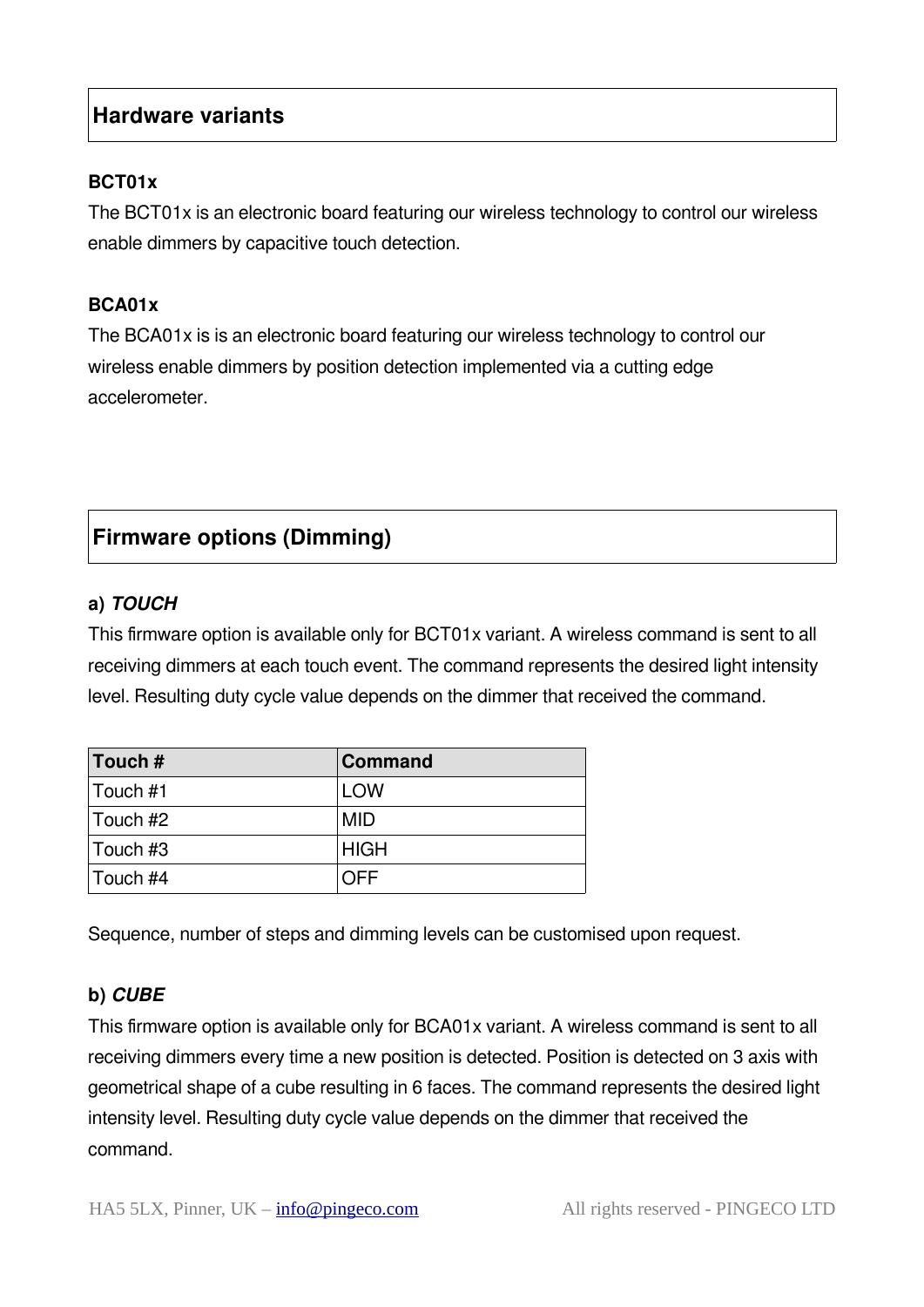## Hardware variants

**BCT01x**

The BCT01x is an electronic board featuring our wireless technology to control our wireless enable dimmers by capacitive touch detection.

**BCA01x**

The BCA01x is is an electronic board featuring our wireless technology to control our wireless enable dimmers by position detection implemented via a cutting edge accelerometer.

## Firmware options (Dimming)

**a)** ***TOUCH***

This firmware option is available only for BCT01x variant. A wireless command is sent to all receiving dimmers at each touch event. The command represents the desired light intensity level. Resulting duty cycle value depends on the dimmer that received the command.

| Touch # | Command |
|---|---|
| Touch #1 | LOW |
| Touch #2 | MID |
| Touch #3 | HIGH |
| Touch #4 | OFF |

Sequence, number of steps and dimming levels can be customised upon request.

**b)** ***CUBE***

This firmware option is available only for BCA01x variant. A wireless command is sent to all receiving dimmers every time a new position is detected. Position is detected on 3 axis with geometrical shape of a cube resulting in 6 faces. The command represents the desired light intensity level. Resulting duty cycle value depends on the dimmer that received the command.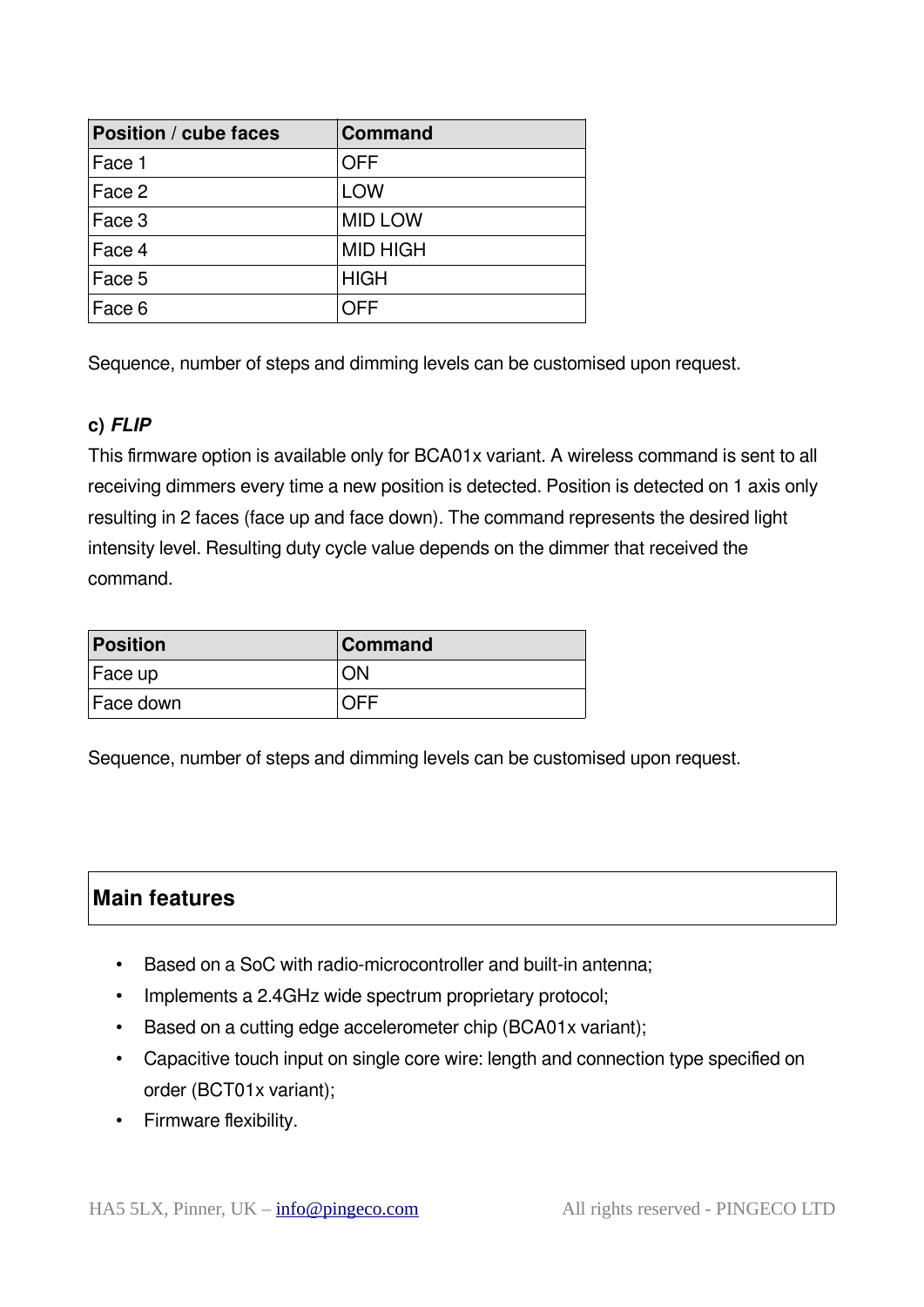| Position / cube faces | Command |
|---|---|
| Face 1 | OFF |
| Face 2 | LOW |
| Face 3 | MID LOW |
| Face 4 | MID HIGH |
| Face 5 | HIGH |
| Face 6 | OFF |

Sequence, number of steps and dimming levels can be customised upon request.

**c) *FLIP***

This firmware option is available only for BCA01x variant. A wireless command is sent to all receiving dimmers every time a new position is detected. Position is detected on 1 axis only resulting in 2 faces (face up and face down). The command represents the desired light intensity level. Resulting duty cycle value depends on the dimmer that received the command.

| Position | Command |
|---|---|
| Face up | ON |
| Face down | OFF |

Sequence, number of steps and dimming levels can be customised upon request.

## Main features

- Based on a SoC with radio-microcontroller and built-in antenna;
- Implements a 2.4GHz wide spectrum proprietary protocol;
- Based on a cutting edge accelerometer chip (BCA01x variant);
- Capacitive touch input on single core wire: length and connection type specified on order (BCT01x variant);
- Firmware flexibility.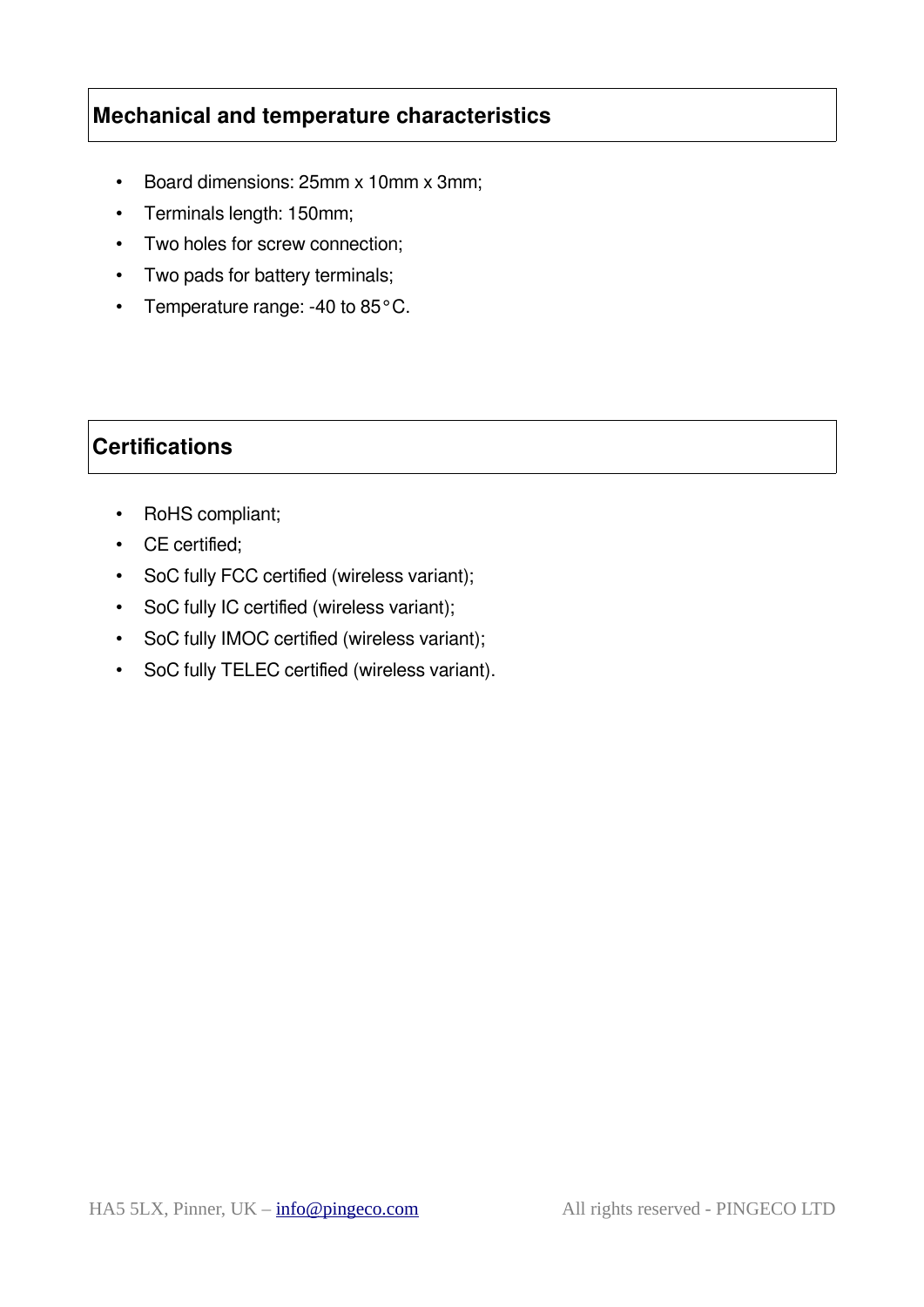## Mechanical and temperature characteristics

- Board dimensions: 25mm x 10mm x 3mm;
- Terminals length: 150mm;
- Two holes for screw connection;
- Two pads for battery terminals;
- Temperature range: -40 to 85°C.

## Certifications

- RoHS compliant;
- CE certified;
- SoC fully FCC certified (wireless variant);
- SoC fully IC certified (wireless variant);
- SoC fully IMOC certified (wireless variant);
- SoC fully TELEC certified (wireless variant).